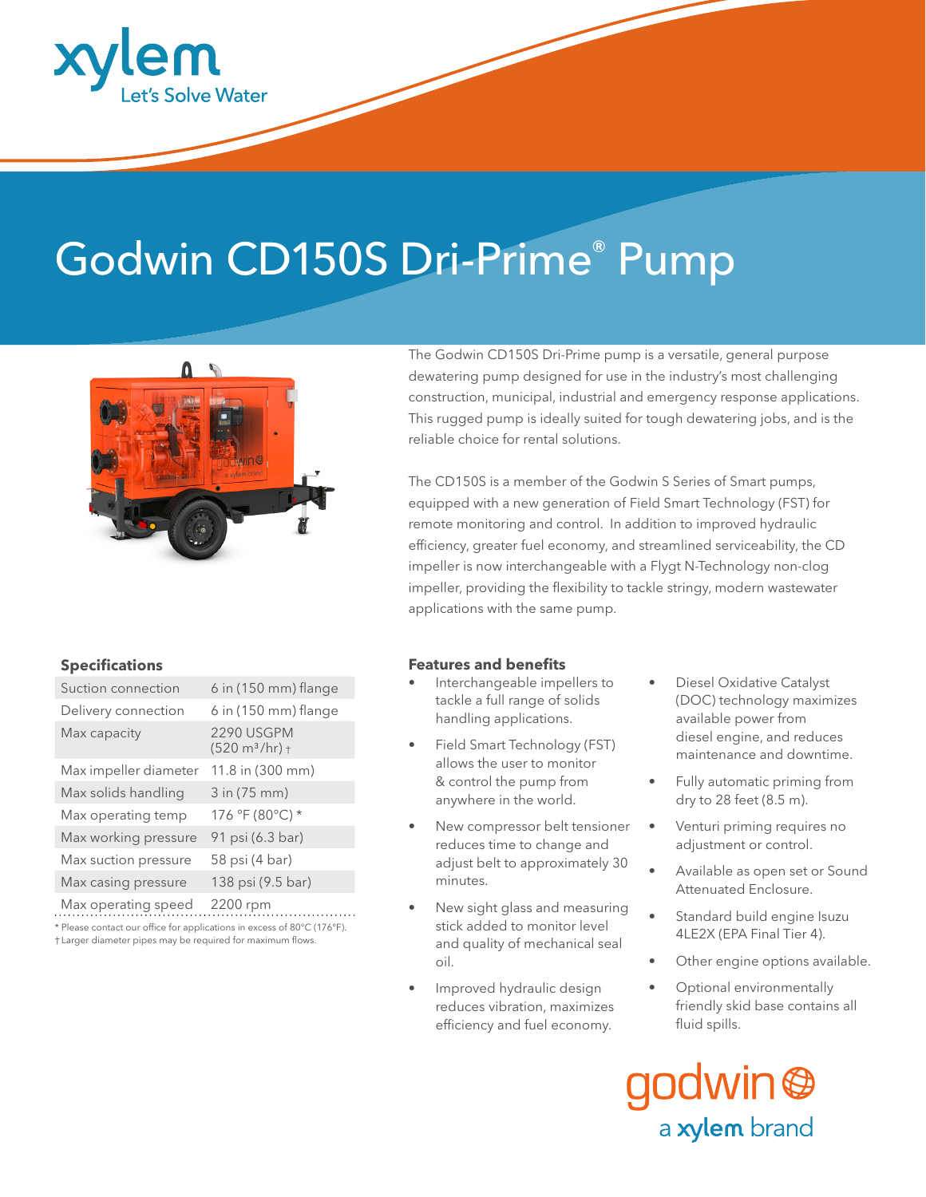# Godwin CD150S Dri-Prime® Pump

The Godwin CD150S Dri-Prime pump is a versatile, general purpose dewatering pump designed for use in the industry's most challenging construction, municipal, industrial and emergency response applications. This rugged pump is ideally suited for tough dewatering jobs, and is the reliable choice for rental solutions.

The CD150S is a member of the Godwin S Series of Smart pumps, equipped with a new generation of Field Smart Technology (FST) for remote monitoring and control. In addition to improved hydraulic efficiency, greater fuel economy, and streamlined serviceability, the CD impeller is now interchangeable with a Flygt N-Technology non-clog impeller, providing the flexibility to tackle stringy, modern wastewater applications with the same pump.

### Specifications

| | |
|---|---|
| Suction connection | 6 in (150 mm) flange |
| Delivery connection | 6 in (150 mm) flange |
| Max capacity | 2290 USGPM (520 m³/hr) † |
| Max impeller diameter | 11.8 in (300 mm) |
| Max solids handling | 3 in (75 mm) |
| Max operating temp | 176 °F (80°C) * |
| Max working pressure | 91 psi (6.3 bar) |
| Max suction pressure | 58 psi (4 bar) |
| Max casing pressure | 138 psi (9.5 bar) |
| Max operating speed | 2200 rpm |

\* Please contact our office for applications in excess of 80°C (176°F).
† Larger diameter pipes may be required for maximum flows.

### Features and benefits

- Interchangeable impellers to tackle a full range of solids handling applications.
- Field Smart Technology (FST) allows the user to monitor & control the pump from anywhere in the world.
- New compressor belt tensioner reduces time to change and adjust belt to approximately 30 minutes.
- New sight glass and measuring stick added to monitor level and quality of mechanical seal oil.
- Improved hydraulic design reduces vibration, maximizes efficiency and fuel economy.
- Diesel Oxidative Catalyst (DOC) technology maximizes available power from diesel engine, and reduces maintenance and downtime.
- Fully automatic priming from dry to 28 feet (8.5 m).
- Venturi priming requires no adjustment or control.
- Available as open set or Sound Attenuated Enclosure.
- Standard build engine Isuzu 4LE2X (EPA Final Tier 4).
- Other engine options available.
- Optional environmentally friendly skid base contains all fluid spills.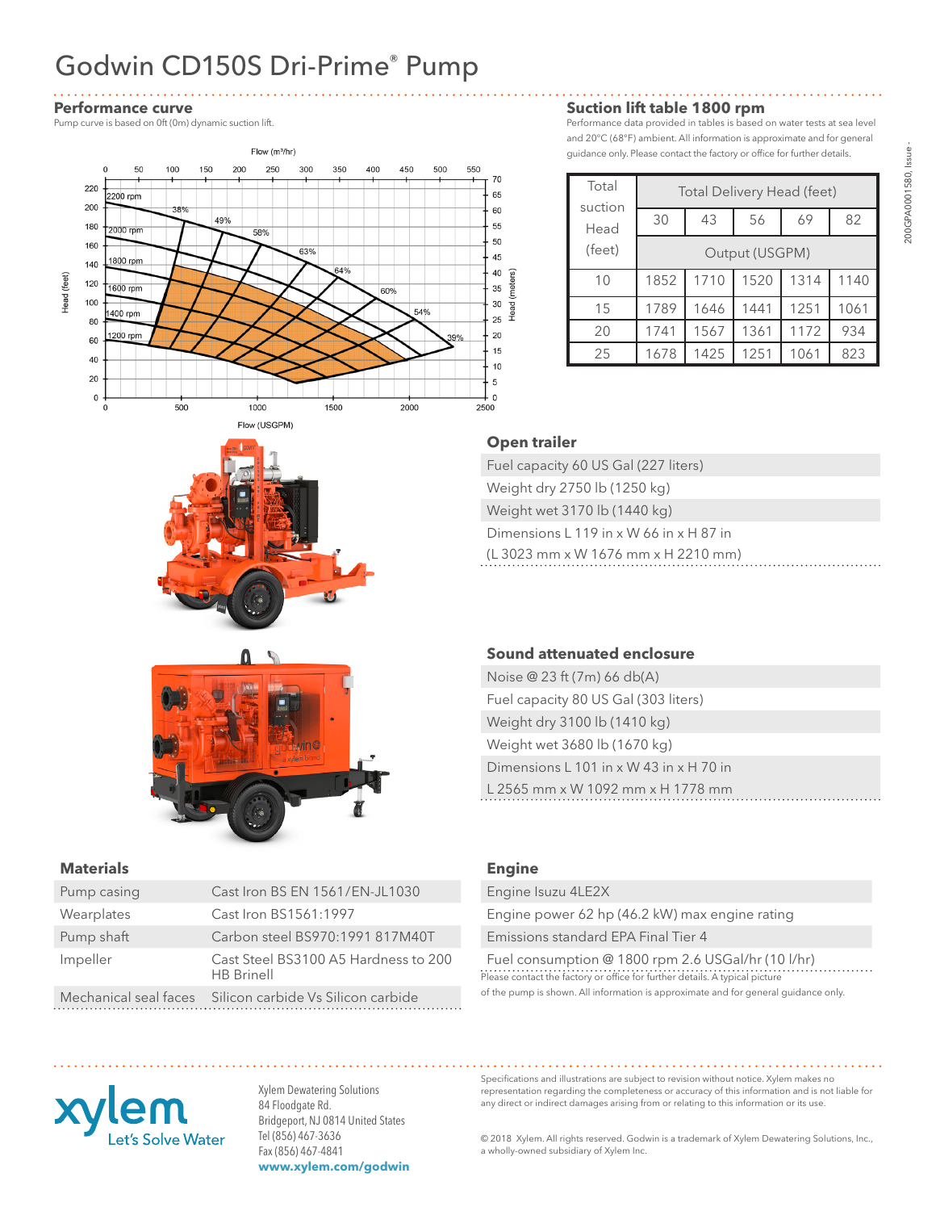# Godwin CD150S Dri-Prime® Pump

## Performance curve

Pump curve is based on 0ft (0m) dynamic suction lift.

Flow (m³/hr)
0 50 100 150 200 250 300 350 400 450 500 550

Head (feet)
220 200 180 160 140 120 100 80 60 40 20 0

Head (meters)
70 65 60 55 50 45 40 35 30 25 20 15 10 5 0

2200 rpm
2000 rpm
1800 rpm
1600 rpm
1400 rpm
1200 rpm

38%
49%
58%
63%
64%
60%
54%
39%

0 500 1000 1500 2000 2500
Flow (USGPM)

## Suction lift table 1800 rpm

Performance data provided in tables is based on water tests at sea level and 20°C (68°F) ambient. All information is approximate and for general guidance only. Please contact the factory or office for further details.

| Total suction Head (feet) | Total Delivery Head (feet) | | | | |
|---|---|---|---|---|---|
| | 30 | 43 | 56 | 69 | 82 |
| | Output (USGPM) | | | | |
| 10 | 1852 | 1710 | 1520 | 1314 | 1140 |
| 15 | 1789 | 1646 | 1441 | 1251 | 1061 |
| 20 | 1741 | 1567 | 1361 | 1172 | 934 |
| 25 | 1678 | 1425 | 1251 | 1061 | 823 |

## Open trailer

Fuel capacity 60 US Gal (227 liters)

Weight dry 2750 lb (1250 kg)

Weight wet 3170 lb (1440 kg)

Dimensions L 119 in x W 66 in x H 87 in
(L 3023 mm x W 1676 mm x H 2210 mm)

## Sound attenuated enclosure

Noise @ 23 ft (7m) 66 db(A)

Fuel capacity 80 US Gal (303 liters)

Weight dry 3100 lb (1410 kg)

Weight wet 3680 lb (1670 kg)

Dimensions L 101 in x W 43 in x H 70 in
L 2565 mm x W 1092 mm x H 1778 mm

## Materials

| | |
|---|---|
| Pump casing | Cast Iron BS EN 1561/EN-JL1030 |
| Wearplates | Cast Iron BS1561:1997 |
| Pump shaft | Carbon steel BS970:1991 817M40T |
| Impeller | Cast Steel BS3100 A5 Hardness to 200 HB Brinell |
| Mechanical seal faces | Silicon carbide Vs Silicon carbide |

## Engine

Engine Isuzu 4LE2X

Engine power 62 hp (46.2 kW) max engine rating

Emissions standard EPA Final Tier 4

Fuel consumption @ 1800 rpm 2.6 USGal/hr (10 l/hr)

Please contact the factory or office for further details. A typical picture of the pump is shown. All information is approximate and for general guidance only.

xylem
Let's Solve Water

Xylem Dewatering Solutions
84 Floodgate Rd.
Bridgeport, NJ 0814 United States
Tel (856) 467-3636
Fax (856) 467-4841
**www.xylem.com/godwin**

Specifications and illustrations are subject to revision without notice. Xylem makes no representation regarding the completeness or accuracy of this information and is not liable for any direct or indirect damages arising from or relating to this information or its use.

© 2018 Xylem. All rights reserved. Godwin is a trademark of Xylem Dewatering Solutions, Inc., a wholly-owned subsidiary of Xylem Inc.

200GPA0001580, Issue -